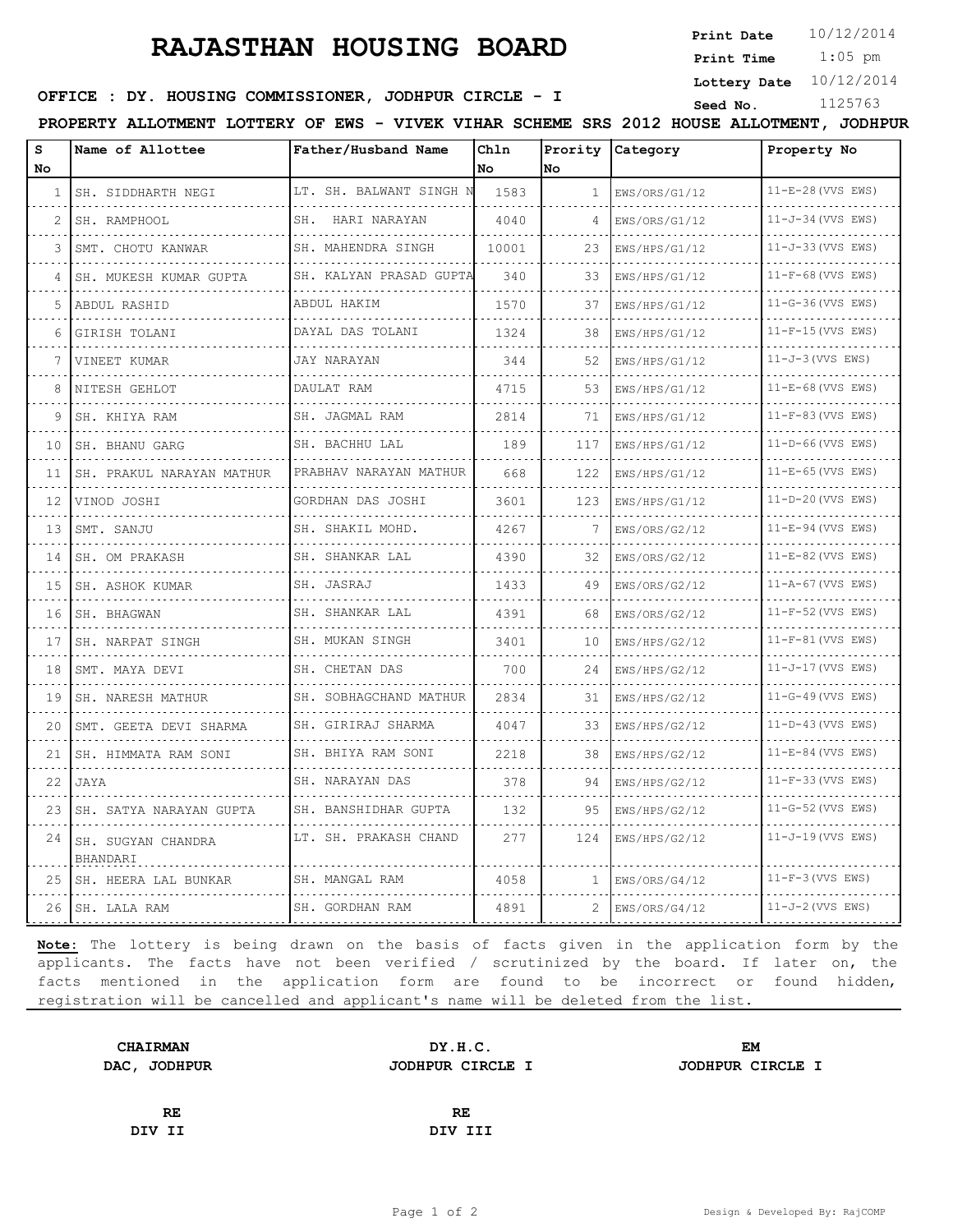# RAJASTHAN HOUSING BOARD

**Print Date** 10/12/2014
**Print Time** 1:05 pm
**Lottery Date** 10/12/2014
**Seed No.** 1125763

**OFFICE : DY. HOUSING COMMISSIONER, JODHPUR CIRCLE - I**

**PROPERTY ALLOTMENT LOTTERY OF EWS - VIVEK VIHAR SCHEME SRS 2012 HOUSE ALLOTMENT, JODHPUR**

| S No | Name of Allottee | Father/Husband Name | Chln No | Prority No | Category | Property No |
|---|---|---|---|---|---|---|
| 1 | SH. SIDDHARTH NEGI | LT. SH. BALWANT SINGH N | 1583 | 1 | EWS/ORS/G1/12 | 11-E-28(VVS EWS) |
| 2 | SH. RAMPHOOL | SH. HARI NARAYAN | 4040 | 4 | EWS/ORS/G1/12 | 11-J-34(VVS EWS) |
| 3 | SMT. CHOTU KANWAR | SH. MAHENDRA SINGH | 10001 | 23 | EWS/HPS/G1/12 | 11-J-33(VVS EWS) |
| 4 | SH. MUKESH KUMAR GUPTA | SH. KALYAN PRASAD GUPTA | 340 | 33 | EWS/HPS/G1/12 | 11-F-68(VVS EWS) |
| 5 | ABDUL RASHID | ABDUL HAKIM | 1570 | 37 | EWS/HPS/G1/12 | 11-G-36(VVS EWS) |
| 6 | GIRISH TOLANI | DAYAL DAS TOLANI | 1324 | 38 | EWS/HPS/G1/12 | 11-F-15(VVS EWS) |
| 7 | VINEET KUMAR | JAY NARAYAN | 344 | 52 | EWS/HPS/G1/12 | 11-J-3(VVS EWS) |
| 8 | NITESH GEHLOT | DAULAT RAM | 4715 | 53 | EWS/HPS/G1/12 | 11-E-68(VVS EWS) |
| 9 | SH. KHIYA RAM | SH. JAGMAL RAM | 2814 | 71 | EWS/HPS/G1/12 | 11-F-83(VVS EWS) |
| 10 | SH. BHANU GARG | SH. BACHHU LAL | 189 | 117 | EWS/HPS/G1/12 | 11-D-66(VVS EWS) |
| 11 | SH. PRAKUL NARAYAN MATHUR | PRABHAV NARAYAN MATHUR | 668 | 122 | EWS/HPS/G1/12 | 11-E-65(VVS EWS) |
| 12 | VINOD JOSHI | GORDHAN DAS JOSHI | 3601 | 123 | EWS/HPS/G1/12 | 11-D-20(VVS EWS) |
| 13 | SMT. SANJU | SH. SHAKIL MOHD. | 4267 | 7 | EWS/ORS/G2/12 | 11-E-94(VVS EWS) |
| 14 | SH. OM PRAKASH | SH. SHANKAR LAL | 4390 | 32 | EWS/ORS/G2/12 | 11-E-82(VVS EWS) |
| 15 | SH. ASHOK KUMAR | SH. JASRAJ | 1433 | 49 | EWS/ORS/G2/12 | 11-A-67(VVS EWS) |
| 16 | SH. BHAGWAN | SH. SHANKAR LAL | 4391 | 68 | EWS/ORS/G2/12 | 11-F-52(VVS EWS) |
| 17 | SH. NARPAT SINGH | SH. MUKAN SINGH | 3401 | 10 | EWS/HPS/G2/12 | 11-F-81(VVS EWS) |
| 18 | SMT. MAYA DEVI | SH. CHETAN DAS | 700 | 24 | EWS/HPS/G2/12 | 11-J-17(VVS EWS) |
| 19 | SH. NARESH MATHUR | SH. SOBHAGCHAND MATHUR | 2834 | 31 | EWS/HPS/G2/12 | 11-G-49(VVS EWS) |
| 20 | SMT. GEETA DEVI SHARMA | SH. GIRIRAJ SHARMA | 4047 | 33 | EWS/HPS/G2/12 | 11-D-43(VVS EWS) |
| 21 | SH. HIMMATA RAM SONI | SH. BHIYA RAM SONI | 2218 | 38 | EWS/HPS/G2/12 | 11-E-84(VVS EWS) |
| 22 | JAYA | SH. NARAYAN DAS | 378 | 94 | EWS/HPS/G2/12 | 11-F-33(VVS EWS) |
| 23 | SH. SATYA NARAYAN GUPTA | SH. BANSHIDHAR GUPTA | 132 | 95 | EWS/HPS/G2/12 | 11-G-52(VVS EWS) |
| 24 | SH. SUGYAN CHANDRA BHANDARI | LT. SH. PRAKASH CHAND | 277 | 124 | EWS/HPS/G2/12 | 11-J-19(VVS EWS) |
| 25 | SH. HEERA LAL BUNKAR | SH. MANGAL RAM | 4058 | 1 | EWS/ORS/G4/12 | 11-F-3(VVS EWS) |
| 26 | SH. LALA RAM | SH. GORDHAN RAM | 4891 | 2 | EWS/ORS/G4/12 | 11-J-2(VVS EWS) |

**Note:** The lottery is being drawn on the basis of facts given in the application form by the applicants. The facts have not been verified / scrutinized by the board. If later on, the facts mentioned in the application form are found to be incorrect or found hidden, registration will be cancelled and applicant's name will be deleted from the list.

**CHAIRMAN**
**DAC, JODHPUR**

**DY.H.C.**
**JODHPUR CIRCLE I**

**EM**
**JODHPUR CIRCLE I**

**RE**
**DIV II**

**RE**
**DIV III**

Design & Developed By: RajCOMP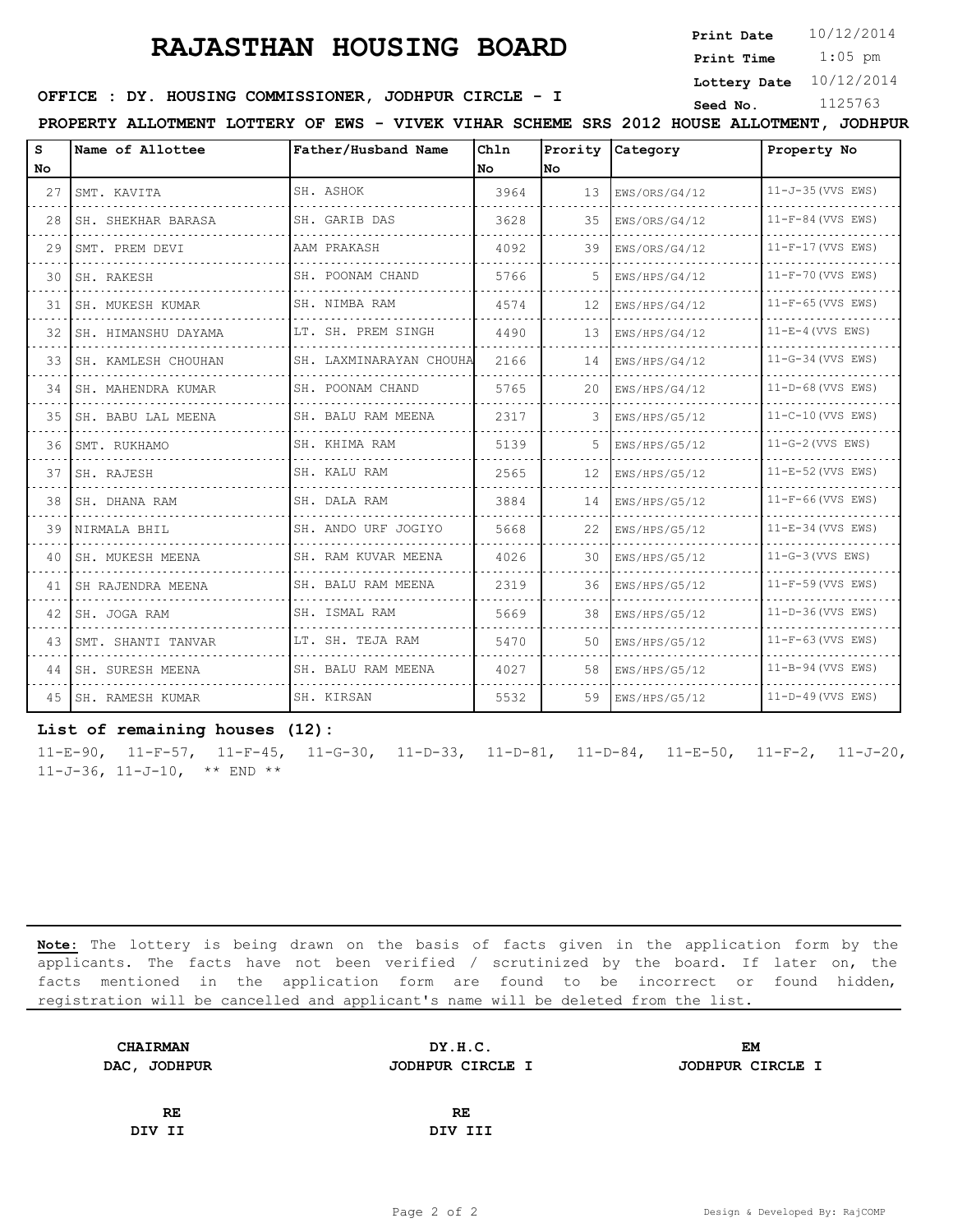# RAJASTHAN HOUSING BOARD

**Print Date** 10/12/2014
**Print Time** 1:05 pm
**Lottery Date** 10/12/2014
**Seed No.** 1125763

**OFFICE : DY. HOUSING COMMISSIONER, JODHPUR CIRCLE - I**

**PROPERTY ALLOTMENT LOTTERY OF EWS - VIVEK VIHAR SCHEME SRS 2012 HOUSE ALLOTMENT, JODHPUR**

| S No | Name of Allottee | Father/Husband Name | Chln No | Prority No | Category | Property No |
|---|---|---|---|---|---|---|
| 27 | SMT. KAVITA | SH. ASHOK | 3964 | 13 | EWS/ORS/G4/12 | 11-J-35(VVS EWS) |
| 28 | SH. SHEKHAR BARASA | SH. GARIB DAS | 3628 | 35 | EWS/ORS/G4/12 | 11-F-84(VVS EWS) |
| 29 | SMT. PREM DEVI | AAM PRAKASH | 4092 | 39 | EWS/ORS/G4/12 | 11-F-17(VVS EWS) |
| 30 | SH. RAKESH | SH. POONAM CHAND | 5766 | 5 | EWS/HPS/G4/12 | 11-F-70(VVS EWS) |
| 31 | SH. MUKESH KUMAR | SH. NIMBA RAM | 4574 | 12 | EWS/HPS/G4/12 | 11-F-65(VVS EWS) |
| 32 | SH. HIMANSHU DAYAMA | LT. SH. PREM SINGH | 4490 | 13 | EWS/HPS/G4/12 | 11-E-4(VVS EWS) |
| 33 | SH. KAMLESH CHOUHAN | SH. LAXMINARAYAN CHOUHA | 2166 | 14 | EWS/HPS/G4/12 | 11-G-34(VVS EWS) |
| 34 | SH. MAHENDRA KUMAR | SH. POONAM CHAND | 5765 | 20 | EWS/HPS/G4/12 | 11-D-68(VVS EWS) |
| 35 | SH. BABU LAL MEENA | SH. BALU RAM MEENA | 2317 | 3 | EWS/HPS/G5/12 | 11-C-10(VVS EWS) |
| 36 | SMT. RUKHAMO | SH. KHIMA RAM | 5139 | 5 | EWS/HPS/G5/12 | 11-G-2(VVS EWS) |
| 37 | SH. RAJESH | SH. KALU RAM | 2565 | 12 | EWS/HPS/G5/12 | 11-E-52(VVS EWS) |
| 38 | SH. DHANA RAM | SH. DALA RAM | 3884 | 14 | EWS/HPS/G5/12 | 11-F-66(VVS EWS) |
| 39 | NIRMALA BHIL | SH. ANDO URF JOGIYO | 5668 | 22 | EWS/HPS/G5/12 | 11-E-34(VVS EWS) |
| 40 | SH. MUKESH MEENA | SH. RAM KUVAR MEENA | 4026 | 30 | EWS/HPS/G5/12 | 11-G-3(VVS EWS) |
| 41 | SH RAJENDRA MEENA | SH. BALU RAM MEENA | 2319 | 36 | EWS/HPS/G5/12 | 11-F-59(VVS EWS) |
| 42 | SH. JOGA RAM | SH. ISMAL RAM | 5669 | 38 | EWS/HPS/G5/12 | 11-D-36(VVS EWS) |
| 43 | SMT. SHANTI TANVAR | LT. SH. TEJA RAM | 5470 | 50 | EWS/HPS/G5/12 | 11-F-63(VVS EWS) |
| 44 | SH. SURESH MEENA | SH. BALU RAM MEENA | 4027 | 58 | EWS/HPS/G5/12 | 11-B-94(VVS EWS) |
| 45 | SH. RAMESH KUMAR | SH. KIRSAN | 5532 | 59 | EWS/HPS/G5/12 | 11-D-49(VVS EWS) |

**List of remaining houses (12):**

11-E-90, 11-F-57, 11-F-45, 11-G-30, 11-D-33, 11-D-81, 11-D-84, 11-E-50, 11-F-2, 11-J-20, 11-J-36, 11-J-10, ** END **

**Note:** The lottery is being drawn on the basis of facts given in the application form by the applicants. The facts have not been verified / scrutinized by the board. If later on, the facts mentioned in the application form are found to be incorrect or found hidden, registration will be cancelled and applicant's name will be deleted from the list.

**CHAIRMAN**
**DAC, JODHPUR**

**DY.H.C.**
**JODHPUR CIRCLE I**

**EM**
**JODHPUR CIRCLE I**

**RE**
**DIV II**

**RE**
**DIV III**

Design & Developed By: RajCOMP